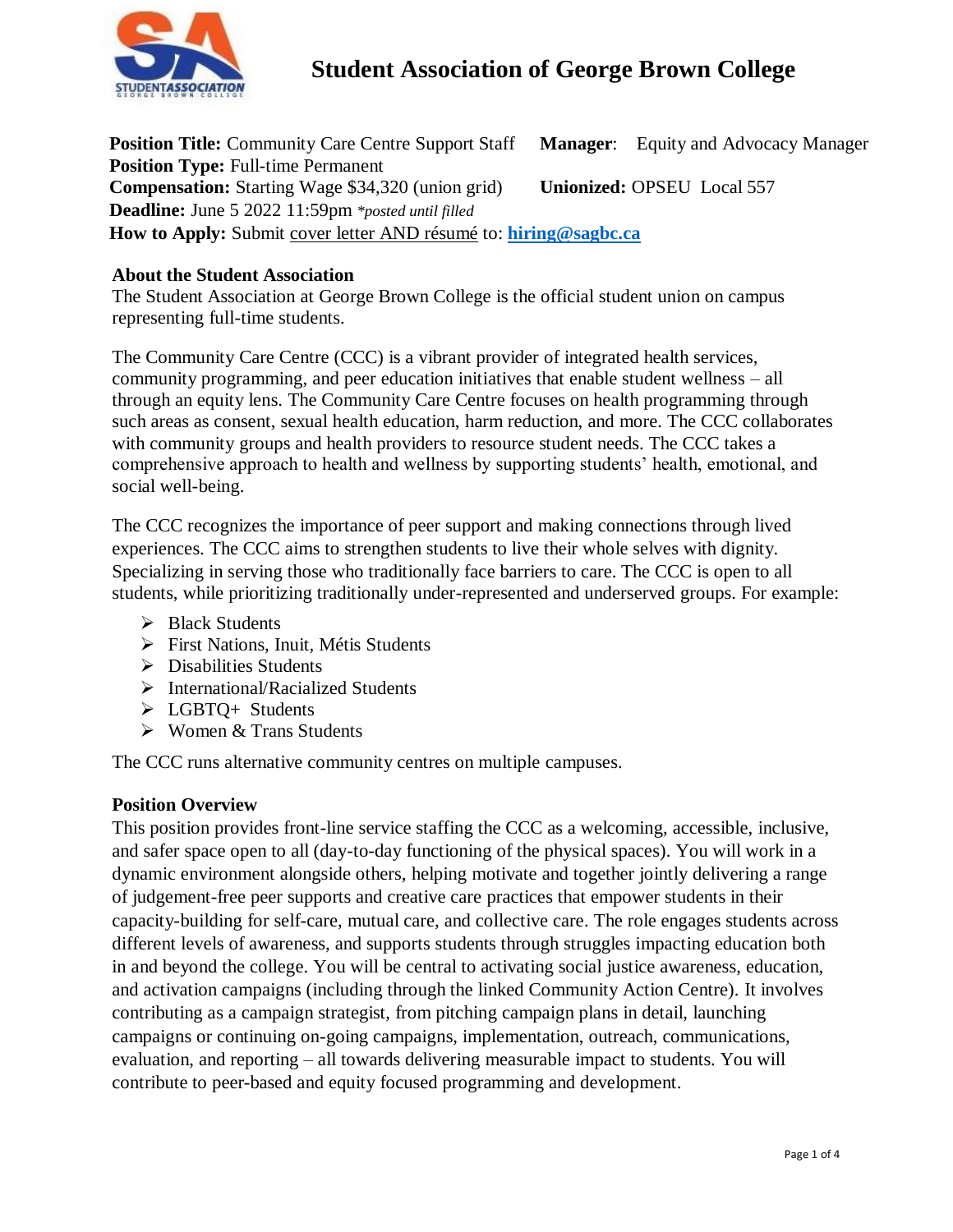# Student Association of George Brown College

**Position Title:** Community Care Centre Support Staff **Manager**: Equity and Advocacy Manager
**Position Type:** Full-time Permanent
**Compensation:** Starting Wage $34,320 (union grid) **Unionized:** OPSEU Local 557
**Deadline:** June 5 2022 11:59pm *\*posted until filled*
**How to Apply:** Submit cover letter AND résumé to: **hiring@sagbc.ca**

## About the Student Association

The Student Association at George Brown College is the official student union on campus representing full-time students.

The Community Care Centre (CCC) is a vibrant provider of integrated health services, community programming, and peer education initiatives that enable student wellness – all through an equity lens. The Community Care Centre focuses on health programming through such areas as consent, sexual health education, harm reduction, and more. The CCC collaborates with community groups and health providers to resource student needs. The CCC takes a comprehensive approach to health and wellness by supporting students' health, emotional, and social well-being.

The CCC recognizes the importance of peer support and making connections through lived experiences. The CCC aims to strengthen students to live their whole selves with dignity. Specializing in serving those who traditionally face barriers to care. The CCC is open to all students, while prioritizing traditionally under-represented and underserved groups. For example:

- Black Students
- First Nations, Inuit, Métis Students
- Disabilities Students
- International/Racialized Students
- LGBTQ+ Students
- Women & Trans Students

The CCC runs alternative community centres on multiple campuses.

## Position Overview

This position provides front-line service staffing the CCC as a welcoming, accessible, inclusive, and safer space open to all (day-to-day functioning of the physical spaces). You will work in a dynamic environment alongside others, helping motivate and together jointly delivering a range of judgement-free peer supports and creative care practices that empower students in their capacity-building for self-care, mutual care, and collective care. The role engages students across different levels of awareness, and supports students through struggles impacting education both in and beyond the college. You will be central to activating social justice awareness, education, and activation campaigns (including through the linked Community Action Centre). It involves contributing as a campaign strategist, from pitching campaign plans in detail, launching campaigns or continuing on-going campaigns, implementation, outreach, communications, evaluation, and reporting – all towards delivering measurable impact to students. You will contribute to peer-based and equity focused programming and development.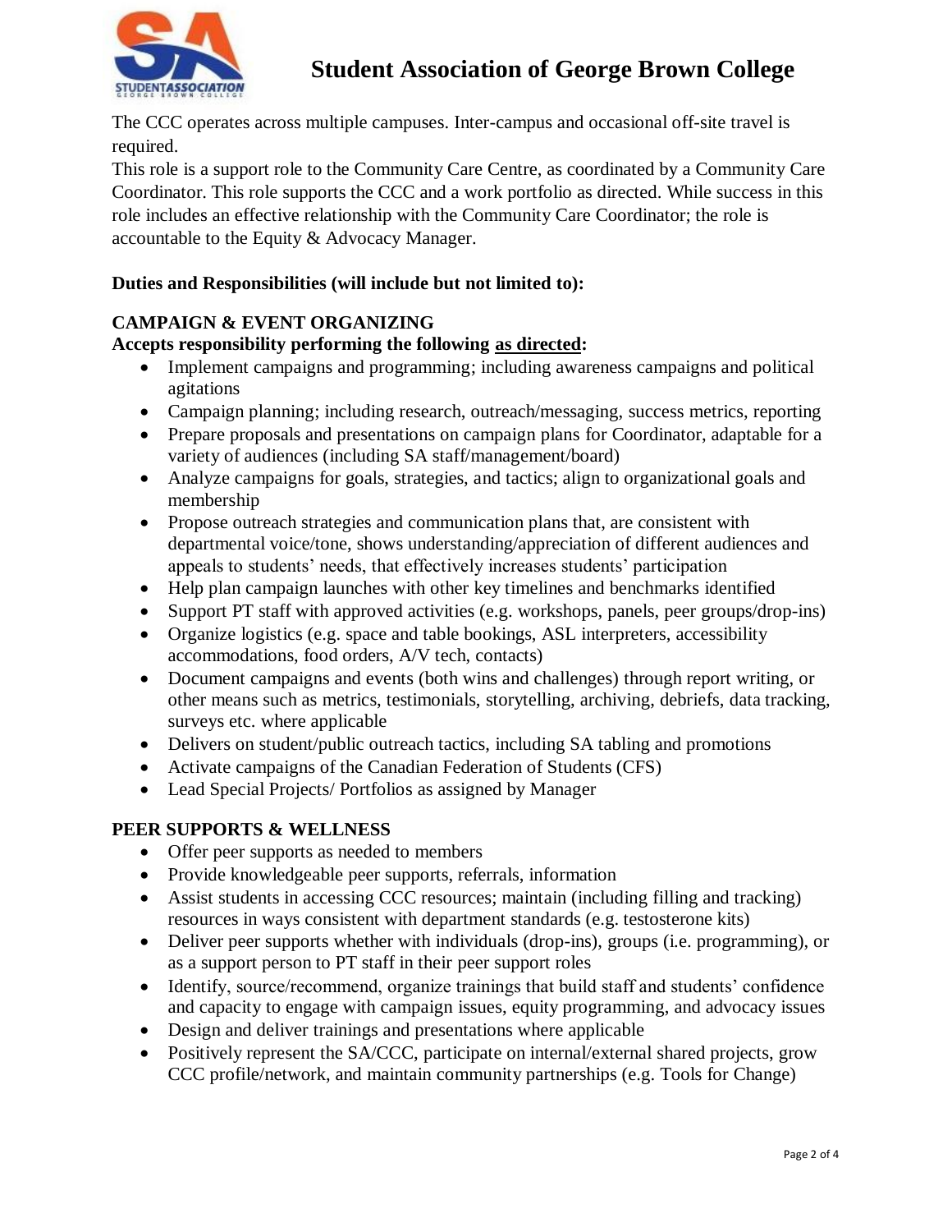The CCC operates across multiple campuses. Inter-campus and occasional off-site travel is required.

This role is a support role to the Community Care Centre, as coordinated by a Community Care Coordinator. This role supports the CCC and a work portfolio as directed. While success in this role includes an effective relationship with the Community Care Coordinator; the role is accountable to the Equity & Advocacy Manager.

**Duties and Responsibilities (will include but not limited to):**

**CAMPAIGN & EVENT ORGANIZING**

**Accepts responsibility performing the following <u>as directed</u>:**

- Implement campaigns and programming; including awareness campaigns and political agitations
- Campaign planning; including research, outreach/messaging, success metrics, reporting
- Prepare proposals and presentations on campaign plans for Coordinator, adaptable for a variety of audiences (including SA staff/management/board)
- Analyze campaigns for goals, strategies, and tactics; align to organizational goals and membership
- Propose outreach strategies and communication plans that, are consistent with departmental voice/tone, shows understanding/appreciation of different audiences and appeals to students' needs, that effectively increases students' participation
- Help plan campaign launches with other key timelines and benchmarks identified
- Support PT staff with approved activities (e.g. workshops, panels, peer groups/drop-ins)
- Organize logistics (e.g. space and table bookings, ASL interpreters, accessibility accommodations, food orders, A/V tech, contacts)
- Document campaigns and events (both wins and challenges) through report writing, or other means such as metrics, testimonials, storytelling, archiving, debriefs, data tracking, surveys etc. where applicable
- Delivers on student/public outreach tactics, including SA tabling and promotions
- Activate campaigns of the Canadian Federation of Students (CFS)
- Lead Special Projects/ Portfolios as assigned by Manager

**PEER SUPPORTS & WELLNESS**

- Offer peer supports as needed to members
- Provide knowledgeable peer supports, referrals, information
- Assist students in accessing CCC resources; maintain (including filling and tracking) resources in ways consistent with department standards (e.g. testosterone kits)
- Deliver peer supports whether with individuals (drop-ins), groups (i.e. programming), or as a support person to PT staff in their peer support roles
- Identify, source/recommend, organize trainings that build staff and students' confidence and capacity to engage with campaign issues, equity programming, and advocacy issues
- Design and deliver trainings and presentations where applicable
- Positively represent the SA/CCC, participate on internal/external shared projects, grow CCC profile/network, and maintain community partnerships (e.g. Tools for Change)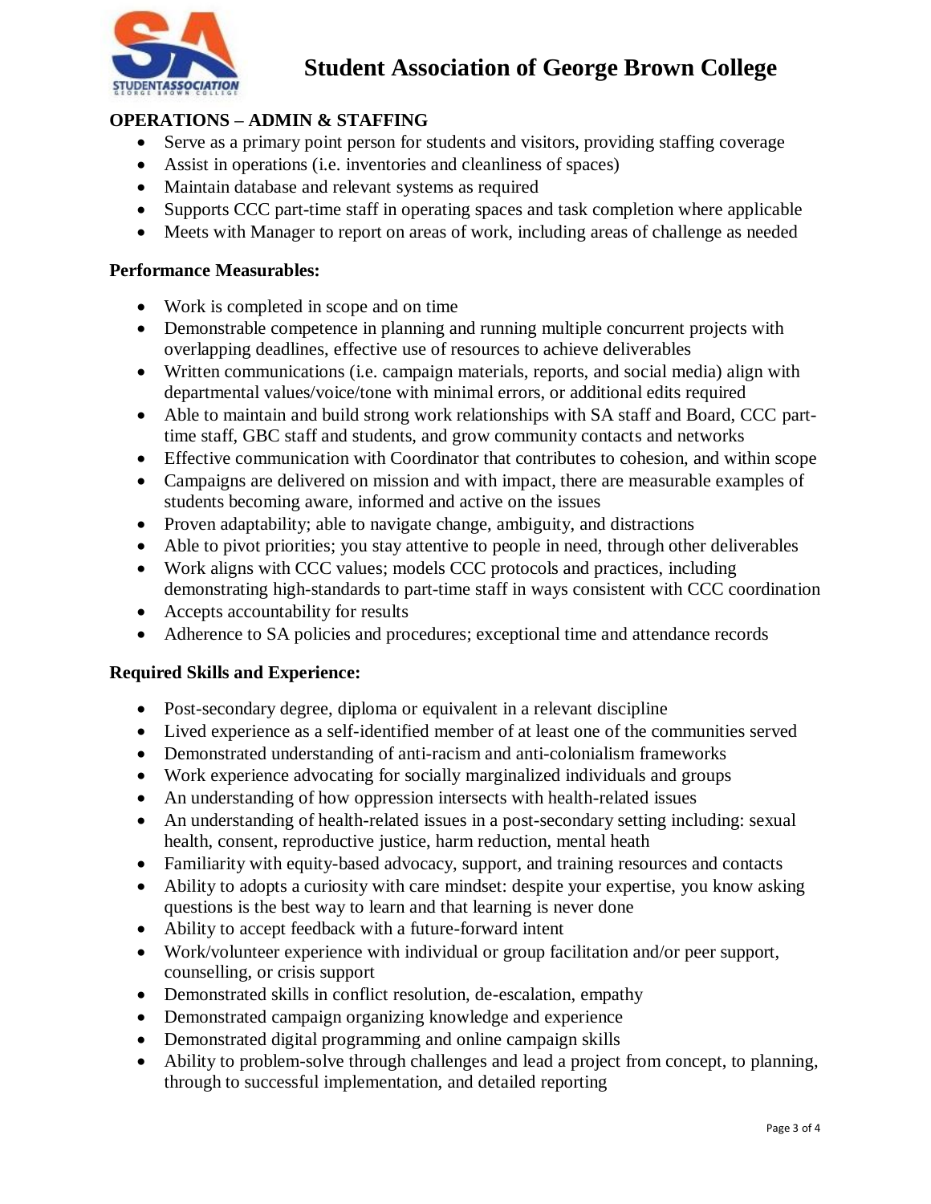**OPERATIONS – ADMIN & STAFFING**

- Serve as a primary point person for students and visitors, providing staffing coverage
- Assist in operations (i.e. inventories and cleanliness of spaces)
- Maintain database and relevant systems as required
- Supports CCC part-time staff in operating spaces and task completion where applicable
- Meets with Manager to report on areas of work, including areas of challenge as needed

**Performance Measurables:**

- Work is completed in scope and on time
- Demonstrable competence in planning and running multiple concurrent projects with overlapping deadlines, effective use of resources to achieve deliverables
- Written communications (i.e. campaign materials, reports, and social media) align with departmental values/voice/tone with minimal errors, or additional edits required
- Able to maintain and build strong work relationships with SA staff and Board, CCC part-time staff, GBC staff and students, and grow community contacts and networks
- Effective communication with Coordinator that contributes to cohesion, and within scope
- Campaigns are delivered on mission and with impact, there are measurable examples of students becoming aware, informed and active on the issues
- Proven adaptability; able to navigate change, ambiguity, and distractions
- Able to pivot priorities; you stay attentive to people in need, through other deliverables
- Work aligns with CCC values; models CCC protocols and practices, including demonstrating high-standards to part-time staff in ways consistent with CCC coordination
- Accepts accountability for results
- Adherence to SA policies and procedures; exceptional time and attendance records

**Required Skills and Experience:**

- Post-secondary degree, diploma or equivalent in a relevant discipline
- Lived experience as a self-identified member of at least one of the communities served
- Demonstrated understanding of anti-racism and anti-colonialism frameworks
- Work experience advocating for socially marginalized individuals and groups
- An understanding of how oppression intersects with health-related issues
- An understanding of health-related issues in a post-secondary setting including: sexual health, consent, reproductive justice, harm reduction, mental heath
- Familiarity with equity-based advocacy, support, and training resources and contacts
- Ability to adopts a curiosity with care mindset: despite your expertise, you know asking questions is the best way to learn and that learning is never done
- Ability to accept feedback with a future-forward intent
- Work/volunteer experience with individual or group facilitation and/or peer support, counselling, or crisis support
- Demonstrated skills in conflict resolution, de-escalation, empathy
- Demonstrated campaign organizing knowledge and experience
- Demonstrated digital programming and online campaign skills
- Ability to problem-solve through challenges and lead a project from concept, to planning, through to successful implementation, and detailed reporting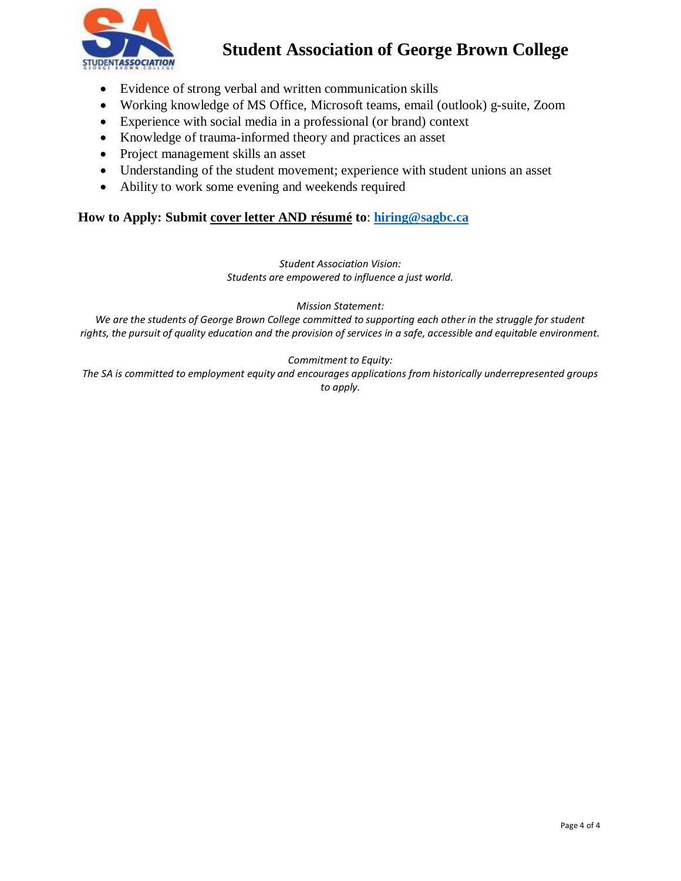- Evidence of strong verbal and written communication skills
- Working knowledge of MS Office, Microsoft teams, email (outlook) g-suite, Zoom
- Experience with social media in a professional (or brand) context
- Knowledge of trauma-informed theory and practices an asset
- Project management skills an asset
- Understanding of the student movement; experience with student unions an asset
- Ability to work some evening and weekends required

**How to Apply: Submit cover letter AND résumé to: hiring@sagbc.ca**

*Student Association Vision:*
*Students are empowered to influence a just world.*

*Mission Statement:*
*We are the students of George Brown College committed to supporting each other in the struggle for student rights, the pursuit of quality education and the provision of services in a safe, accessible and equitable environment.*

*Commitment to Equity:*
*The SA is committed to employment equity and encourages applications from historically underrepresented groups to apply.*